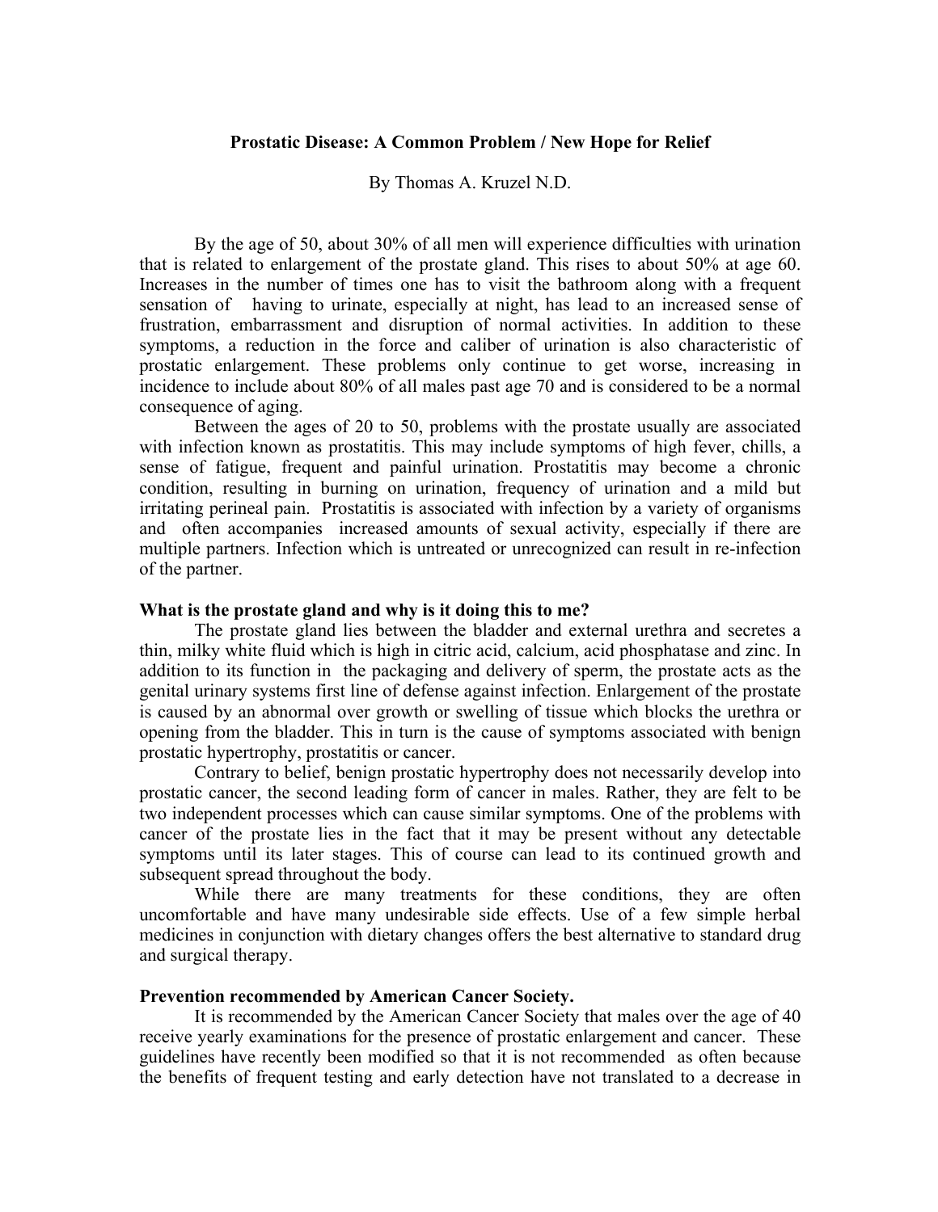# Prostatic Disease: A Common Problem / New Hope for Relief

By Thomas A. Kruzel N.D.

By the age of 50, about 30% of all men will experience difficulties with urination that is related to enlargement of the prostate gland. This rises to about 50% at age 60. Increases in the number of times one has to visit the bathroom along with a frequent sensation of having to urinate, especially at night, has lead to an increased sense of frustration, embarrassment and disruption of normal activities. In addition to these symptoms, a reduction in the force and caliber of urination is also characteristic of prostatic enlargement. These problems only continue to get worse, increasing in incidence to include about 80% of all males past age 70 and is considered to be a normal consequence of aging.

Between the ages of 20 to 50, problems with the prostate usually are associated with infection known as prostatitis. This may include symptoms of high fever, chills, a sense of fatigue, frequent and painful urination. Prostatitis may become a chronic condition, resulting in burning on urination, frequency of urination and a mild but irritating perineal pain. Prostatitis is associated with infection by a variety of organisms and often accompanies increased amounts of sexual activity, especially if there are multiple partners. Infection which is untreated or unrecognized can result in re-infection of the partner.

### What is the prostate gland and why is it doing this to me?

The prostate gland lies between the bladder and external urethra and secretes a thin, milky white fluid which is high in citric acid, calcium, acid phosphatase and zinc. In addition to its function in the packaging and delivery of sperm, the prostate acts as the genital urinary systems first line of defense against infection. Enlargement of the prostate is caused by an abnormal over growth or swelling of tissue which blocks the urethra or opening from the bladder. This in turn is the cause of symptoms associated with benign prostatic hypertrophy, prostatitis or cancer.

Contrary to belief, benign prostatic hypertrophy does not necessarily develop into prostatic cancer, the second leading form of cancer in males. Rather, they are felt to be two independent processes which can cause similar symptoms. One of the problems with cancer of the prostate lies in the fact that it may be present without any detectable symptoms until its later stages. This of course can lead to its continued growth and subsequent spread throughout the body.

While there are many treatments for these conditions, they are often uncomfortable and have many undesirable side effects. Use of a few simple herbal medicines in conjunction with dietary changes offers the best alternative to standard drug and surgical therapy.

### Prevention recommended by American Cancer Society.

It is recommended by the American Cancer Society that males over the age of 40 receive yearly examinations for the presence of prostatic enlargement and cancer. These guidelines have recently been modified so that it is not recommended as often because the benefits of frequent testing and early detection have not translated to a decrease in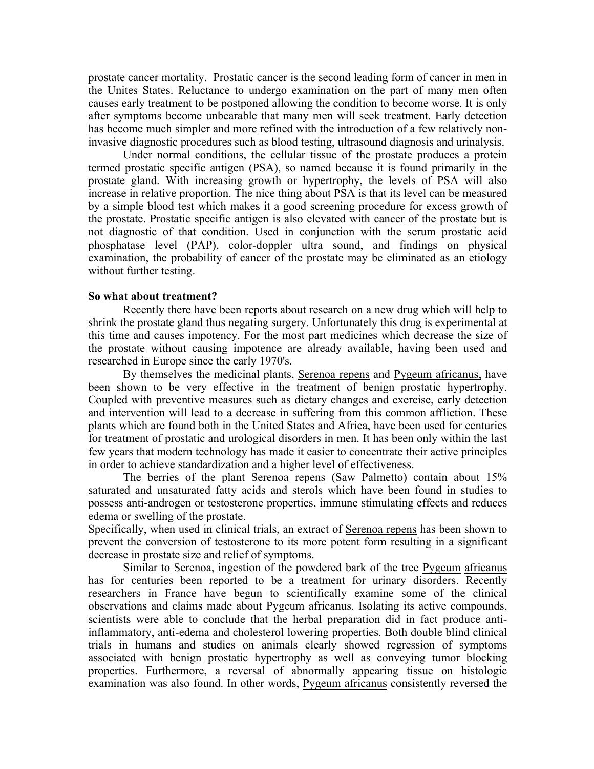prostate cancer mortality. Prostatic cancer is the second leading form of cancer in men in the Unites States. Reluctance to undergo examination on the part of many men often causes early treatment to be postponed allowing the condition to become worse. It is only after symptoms become unbearable that many men will seek treatment. Early detection has become much simpler and more refined with the introduction of a few relatively non-invasive diagnostic procedures such as blood testing, ultrasound diagnosis and urinalysis.

Under normal conditions, the cellular tissue of the prostate produces a protein termed prostatic specific antigen (PSA), so named because it is found primarily in the prostate gland. With increasing growth or hypertrophy, the levels of PSA will also increase in relative proportion. The nice thing about PSA is that its level can be measured by a simple blood test which makes it a good screening procedure for excess growth of the prostate. Prostatic specific antigen is also elevated with cancer of the prostate but is not diagnostic of that condition. Used in conjunction with the serum prostatic acid phosphatase level (PAP), color-doppler ultra sound, and findings on physical examination, the probability of cancer of the prostate may be eliminated as an etiology without further testing.

**So what about treatment?**

Recently there have been reports about research on a new drug which will help to shrink the prostate gland thus negating surgery. Unfortunately this drug is experimental at this time and causes impotency. For the most part medicines which decrease the size of the prostate without causing impotence are already available, having been used and researched in Europe since the early 1970's.

By themselves the medicinal plants, Serenoa repens and Pygeum africanus, have been shown to be very effective in the treatment of benign prostatic hypertrophy. Coupled with preventive measures such as dietary changes and exercise, early detection and intervention will lead to a decrease in suffering from this common affliction. These plants which are found both in the United States and Africa, have been used for centuries for treatment of prostatic and urological disorders in men. It has been only within the last few years that modern technology has made it easier to concentrate their active principles in order to achieve standardization and a higher level of effectiveness.

The berries of the plant Serenoa repens (Saw Palmetto) contain about 15% saturated and unsaturated fatty acids and sterols which have been found in studies to possess anti-androgen or testosterone properties, immune stimulating effects and reduces edema or swelling of the prostate.
Specifically, when used in clinical trials, an extract of Serenoa repens has been shown to prevent the conversion of testosterone to its more potent form resulting in a significant decrease in prostate size and relief of symptoms.

Similar to Serenoa, ingestion of the powdered bark of the tree Pygeum africanus has for centuries been reported to be a treatment for urinary disorders. Recently researchers in France have begun to scientifically examine some of the clinical observations and claims made about Pygeum africanus. Isolating its active compounds, scientists were able to conclude that the herbal preparation did in fact produce anti-inflammatory, anti-edema and cholesterol lowering properties. Both double blind clinical trials in humans and studies on animals clearly showed regression of symptoms associated with benign prostatic hypertrophy as well as conveying tumor blocking properties. Furthermore, a reversal of abnormally appearing tissue on histologic examination was also found. In other words, Pygeum africanus consistently reversed the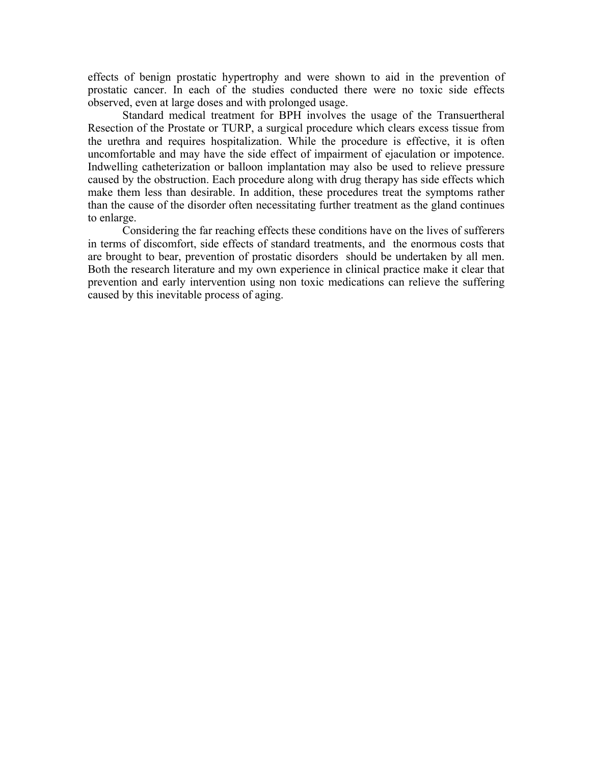effects of benign prostatic hypertrophy and were shown to aid in the prevention of prostatic cancer. In each of the studies conducted there were no toxic side effects observed, even at large doses and with prolonged usage.

Standard medical treatment for BPH involves the usage of the Transuertheral Resection of the Prostate or TURP, a surgical procedure which clears excess tissue from the urethra and requires hospitalization. While the procedure is effective, it is often uncomfortable and may have the side effect of impairment of ejaculation or impotence. Indwelling catheterization or balloon implantation may also be used to relieve pressure caused by the obstruction. Each procedure along with drug therapy has side effects which make them less than desirable. In addition, these procedures treat the symptoms rather than the cause of the disorder often necessitating further treatment as the gland continues to enlarge.

Considering the far reaching effects these conditions have on the lives of sufferers in terms of discomfort, side effects of standard treatments, and the enormous costs that are brought to bear, prevention of prostatic disorders should be undertaken by all men. Both the research literature and my own experience in clinical practice make it clear that prevention and early intervention using non toxic medications can relieve the suffering caused by this inevitable process of aging.